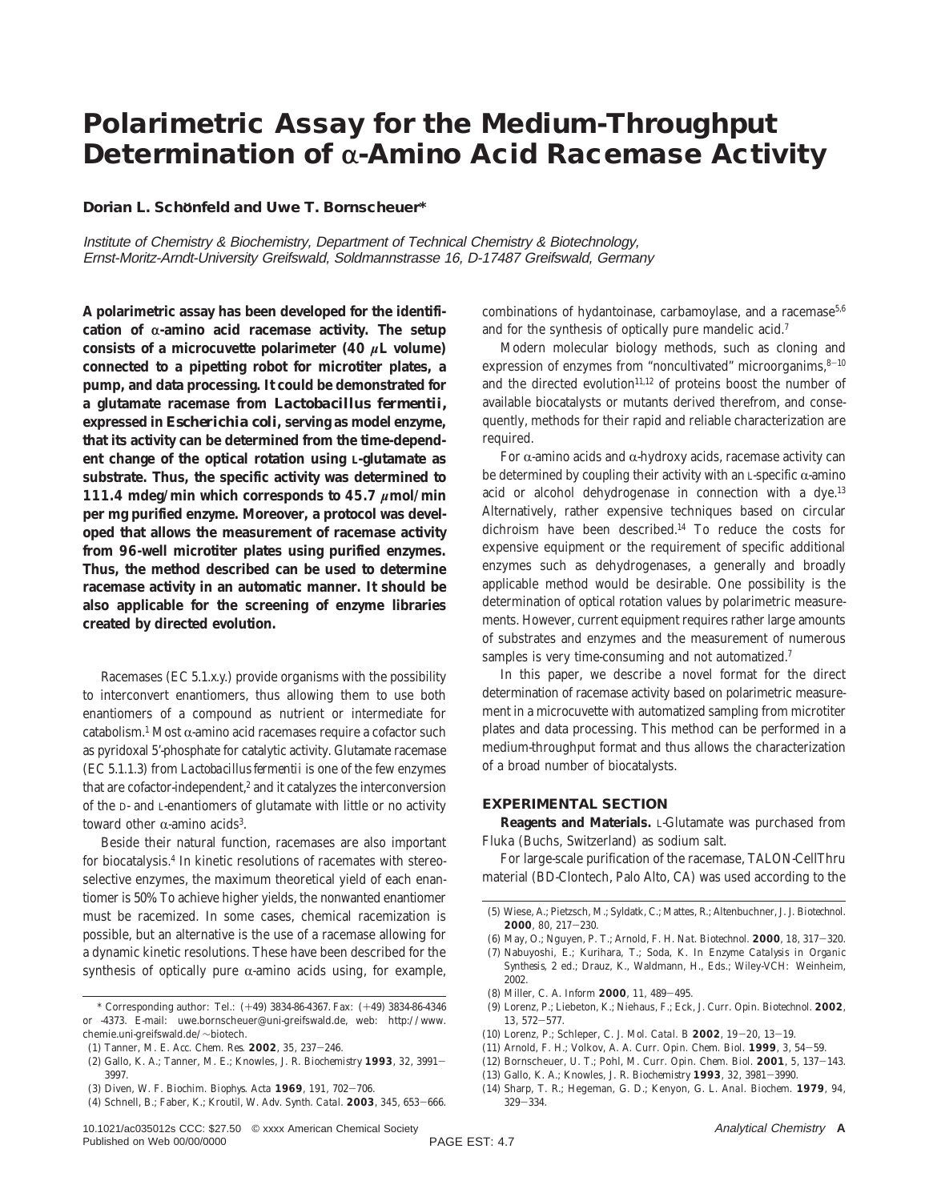# Polarimetric Assay for the Medium-Throughput Determination of α-Amino Acid Racemase Activity

**Dorian L. Schönfeld and Uwe T. Bornscheuer***

*Institute of Chemistry & Biochemistry, Department of Technical Chemistry & Biotechnology, Ernst-Moritz-Arndt-University Greifswald, Soldmannstrasse 16, D-17487 Greifswald, Germany*

**A polarimetric assay has been developed for the identification of α-amino acid racemase activity. The setup consists of a microcuvette polarimeter (40 μL volume) connected to a pipetting robot for microtiter plates, a pump, and data processing. It could be demonstrated for a glutamate racemase from *Lactobacillus fermentii*, expressed in *Escherichia coli*, serving as model enzyme, that its activity can be determined from the time-dependent change of the optical rotation using L-glutamate as substrate. Thus, the specific activity was determined to 111.4 mdeg/min which corresponds to 45.7 μmol/min per mg purified enzyme. Moreover, a protocol was developed that allows the measurement of racemase activity from 96-well microtiter plates using purified enzymes. Thus, the method described can be used to determine racemase activity in an automatic manner. It should be also applicable for the screening of enzyme libraries created by directed evolution.**

Racemases (EC 5.1.x.y.) provide organisms with the possibility to interconvert enantiomers, thus allowing them to use both enantiomers of a compound as nutrient or intermediate for catabolism.[1] Most α-amino acid racemases require a cofactor such as pyridoxal 5′-phosphate for catalytic activity. Glutamate racemase (EC 5.1.1.3) from *Lactobacillus fermentii* is one of the few enzymes that are cofactor-independent,[2] and it catalyzes the interconversion of the D- and L-enantiomers of glutamate with little or no activity toward other α-amino acids[3].

Beside their natural function, racemases are also important for biocatalysis.[4] In kinetic resolutions of racemates with stereoselective enzymes, the maximum theoretical yield of each enantiomer is 50%. To achieve higher yields, the nonwanted enantiomer must be racemized. In some cases, chemical racemization is possible, but an alternative is the use of a racemase allowing for a dynamic kinetic resolutions. These have been described for the synthesis of optically pure α-amino acids using, for example, combinations of hydantoinase, carbamoylase, and a racemase[5,6] and for the synthesis of optically pure mandelic acid.[7]

Modern molecular biology methods, such as cloning and expression of enzymes from "noncultivated" microorganims,[8-10] and the directed evolution[11,12] of proteins boost the number of available biocatalysts or mutants derived therefrom, and consequently, methods for their rapid and reliable characterization are required.

For α-amino acids and α-hydroxy acids, racemase activity can be determined by coupling their activity with an L-specific α-amino acid or alcohol dehydrogenase in connection with a dye.[13] Alternatively, rather expensive techniques based on circular dichroism have been described.[14] To reduce the costs for expensive equipment or the requirement of specific additional enzymes such as dehydrogenases, a generally and broadly applicable method would be desirable. One possibility is the determination of optical rotation values by polarimetric measurements. However, current equipment requires rather large amounts of substrates and enzymes and the measurement of numerous samples is very time-consuming and not automatized.[7]

In this paper, we describe a novel format for the direct determination of racemase activity based on polarimetric measurement in a microcuvette with automatized sampling from microtiter plates and data processing. This method can be performed in a medium-throughput format and thus allows the characterization of a broad number of biocatalysts.

## EXPERIMENTAL SECTION

**Reagents and Materials.** L-Glutamate was purchased from Fluka (Buchs, Switzerland) as sodium salt.

For large-scale purification of the racemase, TALON-CellThru material (BD-Clontech, Palo Alto, CA) was used according to the

\* Corresponding author: Tel.: (+49) 3834-86-4367. Fax: (+49) 3834-86-4346 or -4373. E-mail: uwe.bornscheuer@uni-greifswald.de, web: http://www.chemie.uni-greifswald.de/~biotech.

(1) Tanner, M. E. *Acc. Chem. Res.* **2002**, 35, 237–246.
(2) Gallo, K. A.; Tanner, M. E.; Knowles, J. R. *Biochemistry* **1993**, 32, 3991–3997.
(3) Diven, W. F. *Biochim. Biophys. Acta* **1969**, 191, 702–706.
(4) Schnell, B.; Faber, K.; Kroutil, W. *Adv. Synth. Catal.* **2003**, 345, 653–666.
(5) Wiese, A.; Pietzsch, M.; Syldatk, C.; Mattes, R.; Altenbuchner, J. *J. Biotechnol.* **2000**, 80, 217–230.
(6) May, O.; Nguyen, P. T.; Arnold, F. H. *Nat. Biotechnol.* **2000**, 18, 317–320.
(7) Nabuyoshi, E.; Kurihara, T.; Soda, K. In *Enzyme Catalysis in Organic Synthesis*, 2 ed.; Drauz, K., Waldmann, H., Eds.; Wiley-VCH: Weinheim, 2002.
(8) Miller, C. A. *Inform* **2000**, 11, 489–495.
(9) Lorenz, P.; Liebeton, K.; Niehaus, F.; Eck, J. *Curr. Opin. Biotechnol.* **2002**, 13, 572–577.
(10) Lorenz, P.; Schleper, C. *J. Mol. Catal. B* **2002**, 19–20, 13–19.
(11) Arnold, F. H.; Volkov, A. A. *Curr. Opin. Chem. Biol.* **1999**, 3, 54–59.
(12) Bornscheuer, U. T.; Pohl, M. *Curr. Opin. Chem. Biol.* **2001**, 5, 137–143.
(13) Gallo, K. A.; Knowles, J. R. *Biochemistry* **1993**, 32, 3981–3990.
(14) Sharp, T. R.; Hegeman, G. D.; Kenyon, G. L. *Anal. Biochem.* **1979**, 94, 329–334.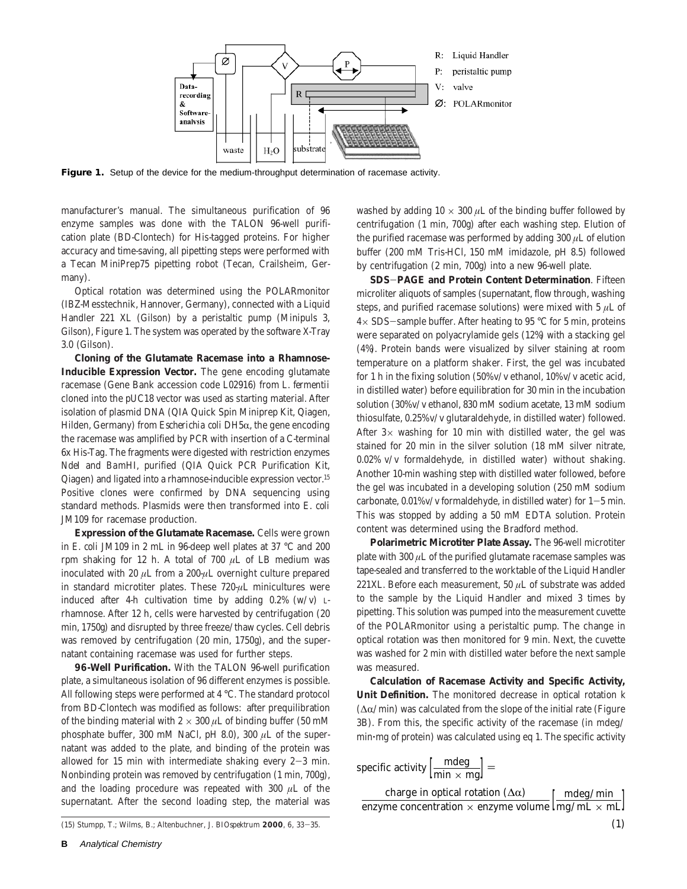Figure 1. Setup of the device for the medium-throughput determination of racemase activity.

manufacturer's manual. The simultaneous purification of 96 enzyme samples was done with the TALON 96-well purification plate (BD-Clontech) for His-tagged proteins. For higher accuracy and time-saving, all pipetting steps were performed with a Tecan MiniPrep75 pipetting robot (Tecan, Crailsheim, Germany).

Optical rotation was determined using the POLARmonitor (IBZ-Messtechnik, Hannover, Germany), connected with a Liquid Handler 221 XL (Gilson) by a peristaltic pump (Minipuls 3, Gilson), Figure 1. The system was operated by the software X-Tray 3.0 (Gilson).

**Cloning of the Glutamate Racemase into a Rhamnose-Inducible Expression Vector.** The gene encoding glutamate racemase (Gene Bank accession code L02916) from *L. fermentii* cloned into the pUC18 vector was used as starting material. After isolation of plasmid DNA (QIA Quick Spin Miniprep Kit, Qiagen, Hilden, Germany) from *Escherichia coli* DH5α, the gene encoding the racemase was amplified by PCR with insertion of a C-terminal 6x His-Tag. The fragments were digested with restriction enzymes *Nde*I and *Bam*HI, purified (QIA Quick PCR Purification Kit, Qiagen) and ligated into a rhamnose-inducible expression vector.[15] Positive clones were confirmed by DNA sequencing using standard methods. Plasmids were then transformed into *E. coli* JM109 for racemase production.

**Expression of the Glutamate Racemase.** Cells were grown in *E. coli* JM109 in 2 mL in 96-deep well plates at 37 °C and 200 rpm shaking for 12 h. A total of 700 μL of LB medium was inoculated with 20 μL from a 200-μL overnight culture prepared in standard microtiter plates. These 720-μL miniculture were induced after 4-h cultivation time by adding 0.2% (w/v) L-rhamnose. After 12 h, cells were harvested by centrifugation (20 min, 1750*g*) and disrupted by three freeze/thaw cycles. Cell debris was removed by centrifugation (20 min, 1750*g*), and the supernatant containing racemase was used for further steps.

**96-Well Purification.** With the TALON 96-well purification plate, a simultaneous isolation of 96 different enzymes is possible. All following steps were performed at 4 °C. The standard protocol from BD-Clontech was modified as follows: after prequilibration of the binding material with 2 × 300 μL of binding buffer (50 mM phosphate buffer, 300 mM NaCl, pH 8.0), 300 μL of the supernatant was added to the plate, and binding of the protein was allowed for 15 min with intermediate shaking every 2−3 min. Nonbinding protein was removed by centrifugation (1 min, 700*g*), and the loading procedure was repeated with 300 μL of the supernatant. After the second loading step, the material was washed by adding 10 × 300 μL of the binding buffer followed by centrifugation (1 min, 700*g*) after each washing step. Elution of the purified racemase was performed by adding 300 μL of elution buffer (200 mM Tris-HCl, 150 mM imidazole, pH 8.5) followed by centrifugation (2 min, 700*g*) into a new 96-well plate.

**SDS−PAGE and Protein Content Determination**. Fifteen microliter aliquots of samples (supernatant, flow through, washing steps, and purified racemase solutions) were mixed with 5 μL of 4× SDS−sample buffer. After heating to 95 °C for 5 min, proteins were separated on polyacrylamide gels (12%) with a stacking gel (4%). Protein bands were visualized by silver staining at room temperature on a platform shaker. First, the gel was incubated for 1 h in the fixing solution (50% v/v ethanol, 10% v/v acetic acid, in distilled water) before equilibration for 30 min in the incubation solution (30% v/v ethanol, 830 mM sodium acetate, 13 mM sodium thiosulfate, 0.25% v/v glutaraldehyde, in distilled water) followed. After 3× washing for 10 min with distilled water, the gel was stained for 20 min in the silver solution (18 mM silver nitrate, 0.02% v/v formaldehyde, in distilled water) without shaking. Another 10-min washing step with distilled water followed, before the gel was incubated in a developing solution (250 mM sodium carbonate, 0.01% v/v formaldehyde, in distilled water) for 1−5 min. This was stopped by adding a 50 mM EDTA solution. Protein content was determined using the Bradford method.

**Polarimetric Microtiter Plate Assay.** The 96-well microtiter plate with 300 μL of the purified glutamate racemase samples was tape-sealed and transferred to the worktable of the Liquid Handler 221XL. Before each measurement, 50 μL of substrate was added to the sample by the Liquid Handler and mixed 3 times by pipetting. This solution was pumped into the measurement cuvette of the POLARmonitor using a peristaltic pump. The change in optical rotation was then monitored for 9 min. Next, the cuvette was washed for 2 min with distilled water before the next sample was measured.

**Calculation of Racemase Activity and Specific Activity, Unit Definition.** The monitored decrease in optical rotation *k* (Δα/min) was calculated from the slope of the initial rate (Figure 3B). From this, the specific activity of the racemase (in mdeg/min·mg of protein) was calculated using eq 1. The specific activity

$$\text{specific activity}\left[\frac{\text{mdeg}}{\text{min}\times\text{mg}}\right] = \frac{\text{charge in optical rotation }(\Delta\alpha)}{\text{enzyme concentration}\times\text{enzyme volume}}\left[\frac{\text{mdeg/min}}{\text{mg/mL}\times\text{mL}}\right] \quad (1)$$

(15) Stumpp, T.; Wilms, B.; Altenbuchner, J. *BIOspektrum* **2000**, *6*, 33−35.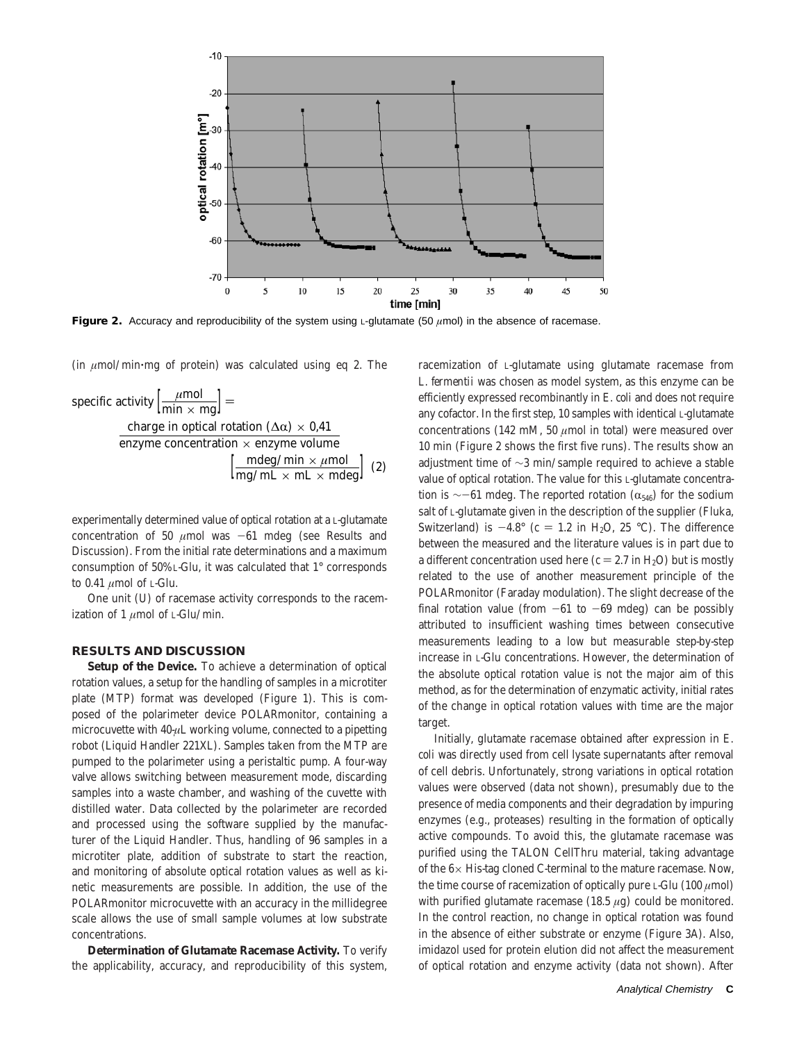**Figure 2.** Accuracy and reproducibility of the system using L-glutamate (50 $\mu$mol) in the absence of racemase.

(in $\mu$mol/min·mg of protein) was calculated using eq 2. The

$$\text{specific activity}\left[\frac{\mu\text{mol}}{\text{min}\times\text{mg}}\right] = \frac{\text{charge in optical rotation }(\Delta\alpha)\times 0{,}41}{\text{enzyme concentration}\times\text{enzyme volume}}\left[\frac{\text{mdeg/min}\times\mu\text{mol}}{\text{mg/mL}\times\text{mL}\times\text{mdeg}}\right] \quad (2)$$

experimentally determined value of optical rotation at a L-glutamate concentration of 50 $\mu$mol was −61 mdeg (see Results and Discussion). From the initial rate determinations and a maximum consumption of 50% L-Glu, it was calculated that 1° corresponds to 0.41 $\mu$mol of L-Glu.

One unit (U) of racemase activity corresponds to the racemization of 1 $\mu$mol of L-Glu/min.

## RESULTS AND DISCUSSION

**Setup of the Device.** To achieve a determination of optical rotation values, a setup for the handling of samples in a microtiter plate (MTP) format was developed (Figure 1). This is composed of the polarimeter device POLARmonitor, containing a microcuvette with 40-$\mu$L working volume, connected to a pipetting robot (Liquid Handler 221XL). Samples taken from the MTP are pumped to the polarimeter using a peristaltic pump. A four-way valve allows switching between measurement mode, discarding samples into a waste chamber, and washing of the cuvette with distilled water. Data collected by the polarimeter are recorded and processed using the software supplied by the manufacturer of the Liquid Handler. Thus, handling of 96 samples in a microtiter plate, addition of substrate to start the reaction, and monitoring of absolute optical rotation values as well as kinetic measurements are possible. In addition, the use of the POLARmonitor microcuvette with an accuracy in the millidegree scale allows the use of small sample volumes at low substrate concentrations.

**Determination of Glutamate Racemase Activity.** To verify the applicability, accuracy, and reproducibility of this system, racemization of L-glutamate using glutamate racemase from *L. fermentii* was chosen as model system, as this enzyme can be efficiently expressed recombinantly in *E. coli* and does not require any cofactor. In the first step, 10 samples with identical L-glutamate concentrations (142 mM, 50 $\mu$mol in total) were measured over 10 min (Figure 2 shows the first five runs). The results show an adjustment time of ~3 min/sample required to achieve a stable value of optical rotation. The value for this L-glutamate concentration is ~−61 mdeg. The reported rotation ($\alpha_{546}$) for the sodium salt of L-glutamate given in the description of the supplier (Fluka, Switzerland) is −4.8° ($c$ = 1.2 in $H_2O$, 25 °C). The difference between the measured and the literature values is in part due to a different concentration used here ($c$ = 2.7 in $H_2O$) but is mostly related to the use of another measurement principle of the POLARmonitor (Faraday modulation). The slight decrease of the final rotation value (from −61 to −69 mdeg) can be possibly attributed to insufficient washing times between consecutive measurements leading to a low but measurable step-by-step increase in L-Glu concentrations. However, the determination of the absolute optical rotation value is not the major aim of this method, as for the determination of enzymatic activity, initial rates of the change in optical rotation values with time are the major target.

Initially, glutamate racemase obtained after expression in *E. coli* was directly used from cell lysate supernatants after removal of cell debris. Unfortunately, strong variations in optical rotation values were observed (data not shown), presumably due to the presence of media components and their degradation by impuring enzymes (e.g., proteases) resulting in the formation of optically active compounds. To avoid this, the glutamate racemase was purified using the TALON CellThru material, taking advantage of the 6× His-tag cloned C-terminal to the mature racemase. Now, the time course of racemization of optically pure L-Glu (100 $\mu$mol) with purified glutamate racemase (18.5 $\mu$g) could be monitored. In the control reaction, no change in optical rotation was found in the absence of either substrate or enzyme (Figure 3A). Also, imidazol used for protein elution did not affect the measurement of optical rotation and enzyme activity (data not shown). After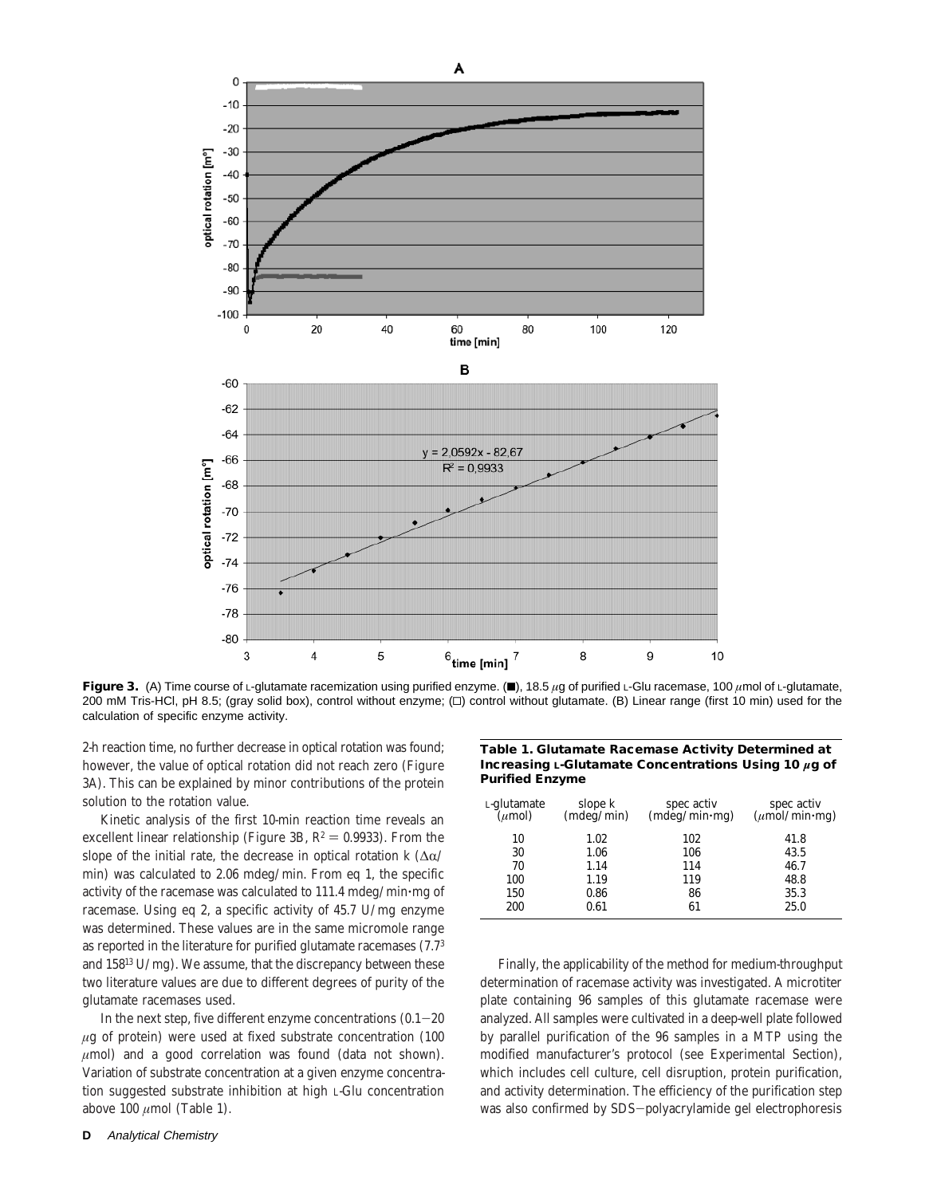**Figure 3.** (A) Time course of L-glutamate racemization using purified enzyme. (■), 18.5 $\mu$g of purified L-Glu racemase, 100 $\mu$mol of L-glutamate, 200 mM Tris-HCl, pH 8.5; (gray solid box), control without enzyme; (□) control without glutamate. (B) Linear range (first 10 min) used for the calculation of specific enzyme activity.

2-h reaction time, no further decrease in optical rotation was found; however, the value of optical rotation did not reach zero (Figure 3A). This can be explained by minor contributions of the protein solution to the rotation value.

Kinetic analysis of the first 10-min reaction time reveals an excellent linear relationship (Figure 3B, $R^2 = 0.9933$). From the slope of the initial rate, the decrease in optical rotation $k$ ($\Delta\alpha$/min) was calculated to 2.06 mdeg/min. From eq 1, the specific activity of the racemase was calculated to 111.4 mdeg/min·mg of racemase. Using eq 2, a specific activity of 45.7 U/mg enzyme was determined. These values are in the same micromole range as reported in the literature for purified glutamate racemases (7.7[3] and 158[13] U/mg). We assume, that the discrepancy between these two literature values are due to different degrees of purity of the glutamate racemases used.

In the next step, five different enzyme concentrations (0.1−20 $\mu$g of protein) were used at fixed substrate concentration (100 $\mu$mol) and a good correlation was found (data not shown). Variation of substrate concentration at a given enzyme concentration suggested substrate inhibition at high L-Glu concentration above 100 $\mu$mol (Table 1).

**Table 1. Glutamate Racemase Activity Determined at Increasing L-Glutamate Concentrations Using 10 $\mu$g of Purified Enzyme**

| L-glutamate ($\mu$mol) | slope k (mdeg/min) | spec activ (mdeg/min·mg) | spec activ ($\mu$mol/min·mg) |
|---|---|---|---|
| 10 | 1.02 | 102 | 41.8 |
| 30 | 1.06 | 106 | 43.5 |
| 70 | 1.14 | 114 | 46.7 |
| 100 | 1.19 | 119 | 48.8 |
| 150 | 0.86 | 86 | 35.3 |
| 200 | 0.61 | 61 | 25.0 |

Finally, the applicability of the method for medium-throughput determination of racemase activity was investigated. A microtiter plate containing 96 samples of this glutamate racemase were analyzed. All samples were cultivated in a deep-well plate followed by parallel purification of the 96 samples in a MTP using the modified manufacturer's protocol (see Experimental Section), which includes cell culture, cell disruption, protein purification, and activity determination. The efficiency of the purification step was also confirmed by SDS−polyacrylamide gel electrophoresis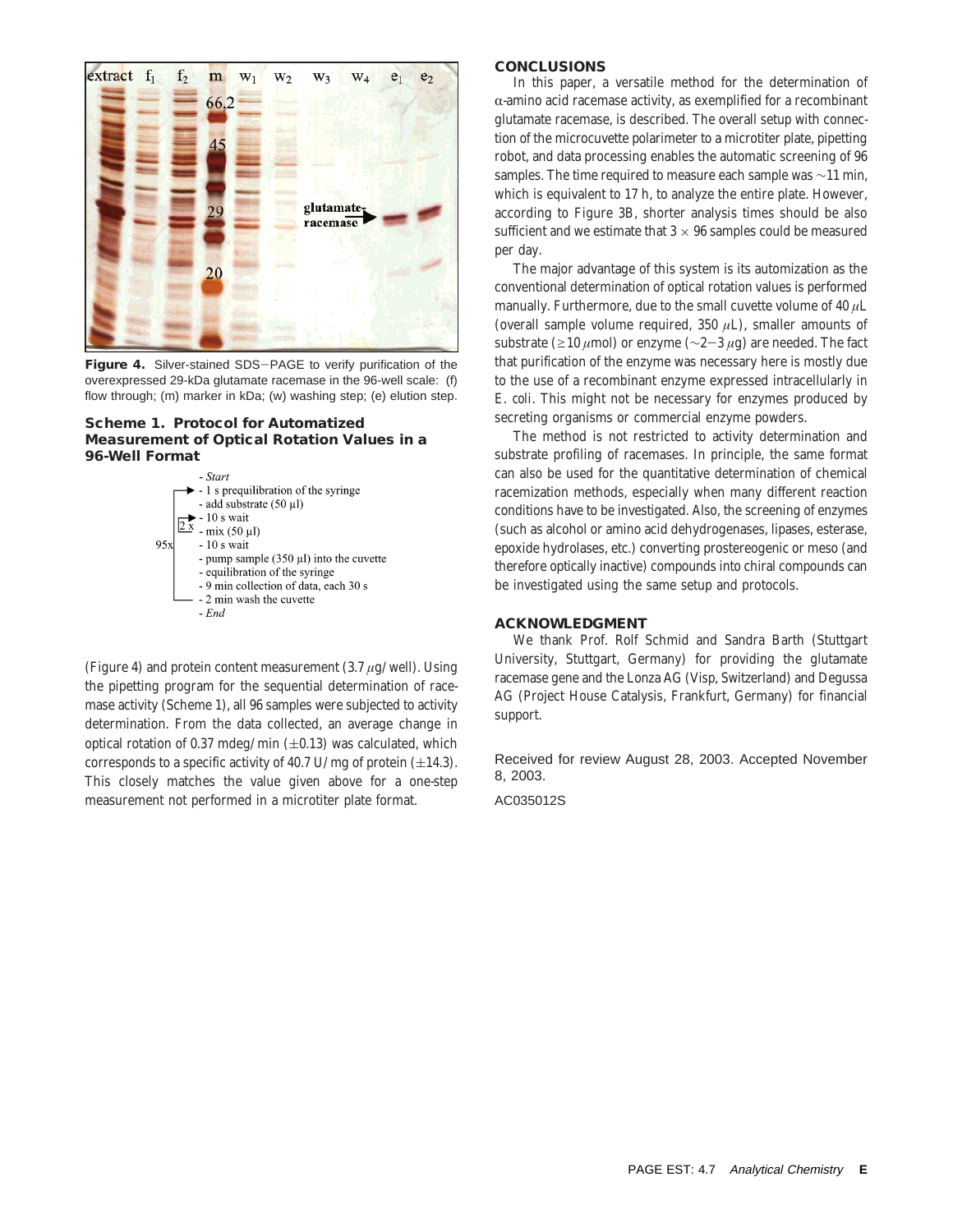**Figure 4.** Silver-stained SDS−PAGE to verify purification of the overexpressed 29-kDa glutamate racemase in the 96-well scale: (f) flow through; (m) marker in kDa; (w) washing step; (e) elution step.

**Scheme 1. Protocol for Automatized Measurement of Optical Rotation Values in a 96-Well Format**

- *Start*
- 1 s prequilibration of the syringe
- add substrate (50 µl)
- 10 s wait
- mix (50 µl)
- 10 s wait
- pump sample (350 µl) into the cuvette
- equilibration of the syringe
- 9 min collection of data, each 30 s
- 2 min wash the cuvette
- *End*

2 x

95x

(Figure 4) and protein content measurement (3.7 µg/well). Using the pipetting program for the sequential determination of racemase activity (Scheme 1), all 96 samples were subjected to activity determination. From the data collected, an average change in optical rotation of 0.37 mdeg/min (±0.13) was calculated, which corresponds to a specific activity of 40.7 U/mg of protein (±14.3). This closely matches the value given above for a one-step measurement not performed in a microtiter plate format.

## CONCLUSIONS

In this paper, a versatile method for the determination of α-amino acid racemase activity, as exemplified for a recombinant glutamate racemase, is described. The overall setup with connection of the microcuvette polarimeter to a microtiter plate, pipetting robot, and data processing enables the automatic screening of 96 samples. The time required to measure each sample was ~11 min, which is equivalent to 17 h, to analyze the entire plate. However, according to Figure 3B, shorter analysis times should be also sufficient and we estimate that 3 × 96 samples could be measured per day.

The major advantage of this system is its automization as the conventional determination of optical rotation values is performed manually. Furthermore, due to the small cuvette volume of 40 µL (overall sample volume required, 350 µL), smaller amounts of substrate (≥10 µmol) or enzyme (~2−3 µg) are needed. The fact that purification of the enzyme was necessary here is mostly due to the use of a recombinant enzyme expressed intracellularly in *E. coli*. This might not be necessary for enzymes produced by secreting organisms or commercial enzyme powders.

The method is not restricted to activity determination and substrate profiling of racemases. In principle, the same format can also be used for the quantitative determination of chemical racemization methods, especially when many different reaction conditions have to be investigated. Also, the screening of enzymes (such as alcohol or amino acid dehydrogenases, lipases, esterase, epoxide hydrolases, etc.) converting prostereogenic or meso (and therefore optically inactive) compounds into chiral compounds can be investigated using the same setup and protocols.

## ACKNOWLEDGMENT

We thank Prof. Rolf Schmid and Sandra Barth (Stuttgart University, Stuttgart, Germany) for providing the glutamate racemase gene and the Lonza AG (Visp, Switzerland) and Degussa AG (Project House Catalysis, Frankfurt, Germany) for financial support.

Received for review August 28, 2003. Accepted November 8, 2003.

AC035012S